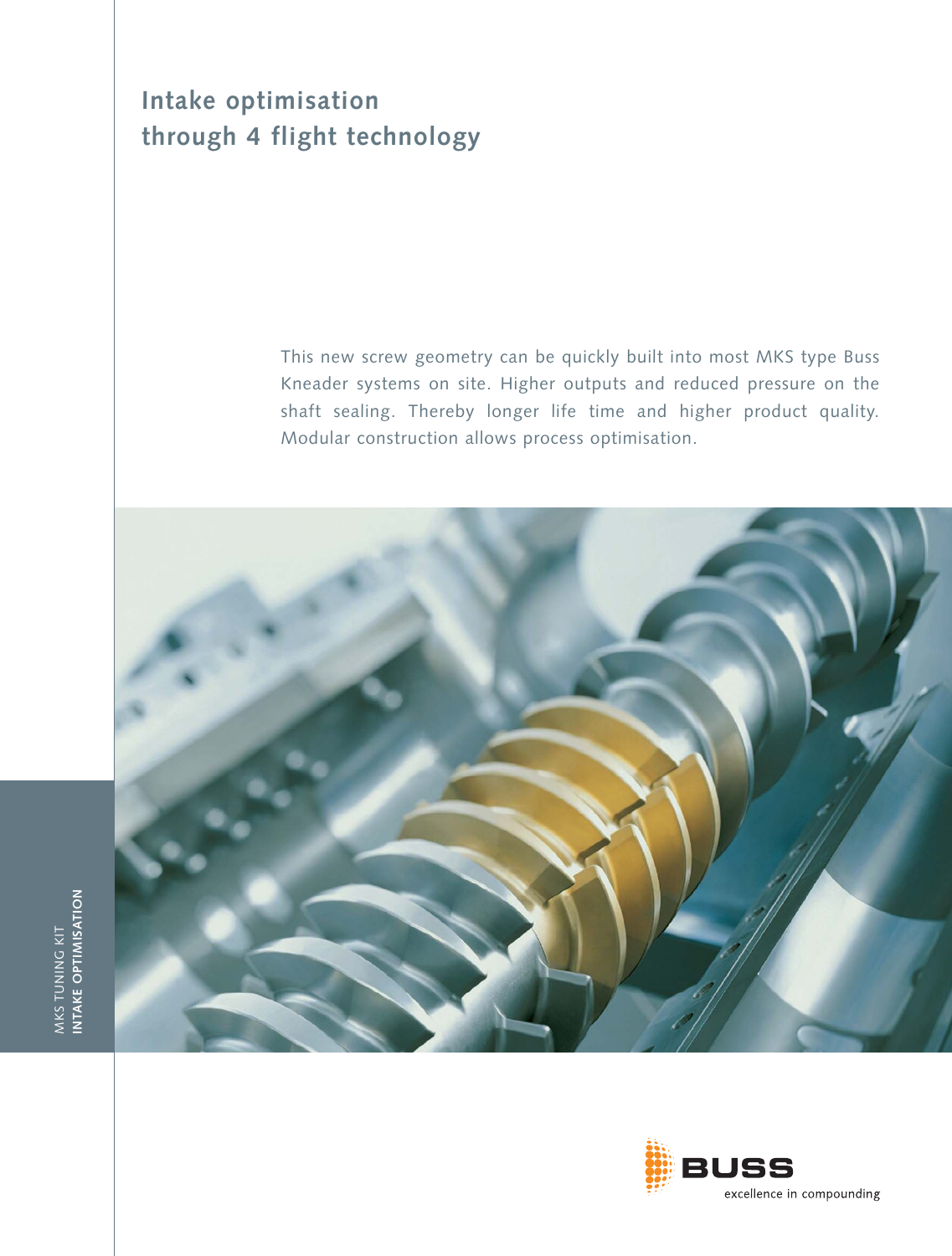# Intake optimisation through 4 flight technology

This new screw geometry can be quickly built into most MKS type Buss Kneader systems on site. Higher outputs and reduced pressure on the shaft sealing. Thereby longer life time and higher product quality. Modular construction allows process optimisation.

MKS TUNING KIT
**INTAKE OPTIMISATION**

BUSS
excellence in compounding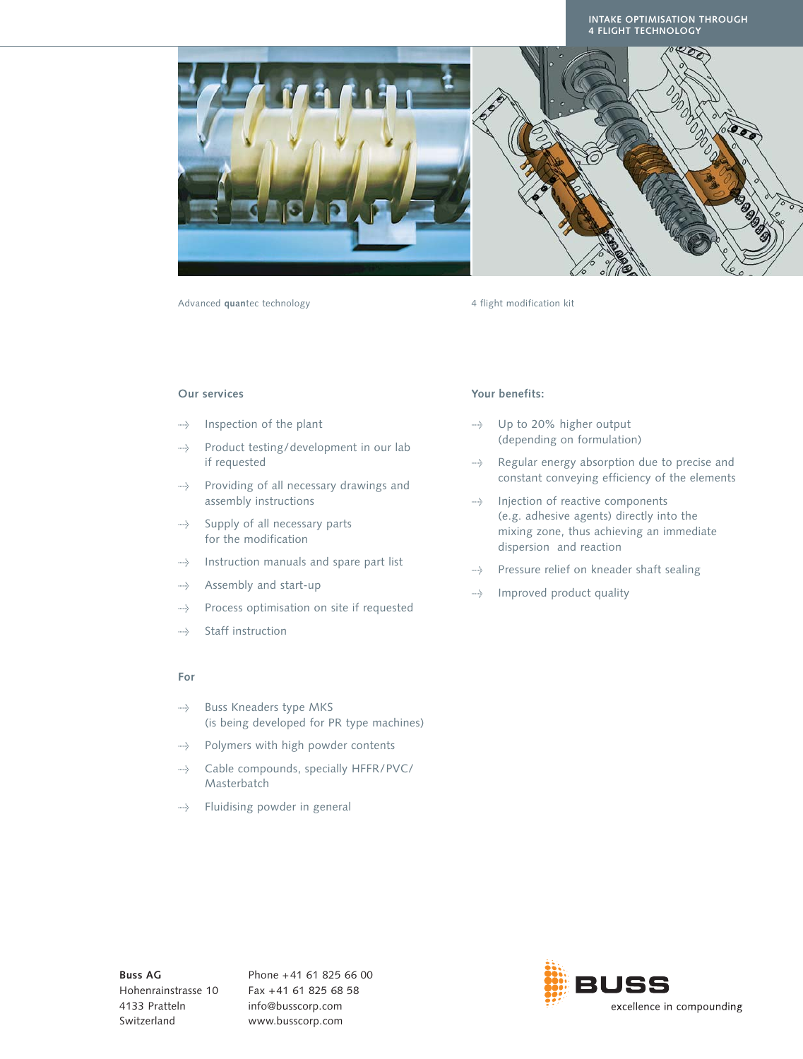Advanced **quan**tec technology

4 flight modification kit

## Our services

- Inspection of the plant
- Product testing/development in our lab if requested
- Providing of all necessary drawings and assembly instructions
- Supply of all necessary parts for the modification
- Instruction manuals and spare part list
- Assembly and start-up
- Process optimisation on site if requested
- Staff instruction

## For

- Buss Kneaders type MKS (is being developed for PR type machines)
- Polymers with high powder contents
- Cable compounds, specially HFFR/PVC/Masterbatch
- Fluidising powder in general

## Your benefits:

- Up to 20% higher output (depending on formulation)
- Regular energy absorption due to precise and constant conveying efficiency of the elements
- Injection of reactive components (e.g. adhesive agents) directly into the mixing zone, thus achieving an immediate dispersion and reaction
- Pressure relief on kneader shaft sealing
- Improved product quality

**Buss AG**
Hohenrainstrasse 10
4133 Pratteln
Switzerland

Phone +41 61 825 66 00
Fax +41 61 825 68 58
info@busscorp.com
www.busscorp.com

BUSS
excellence in compounding